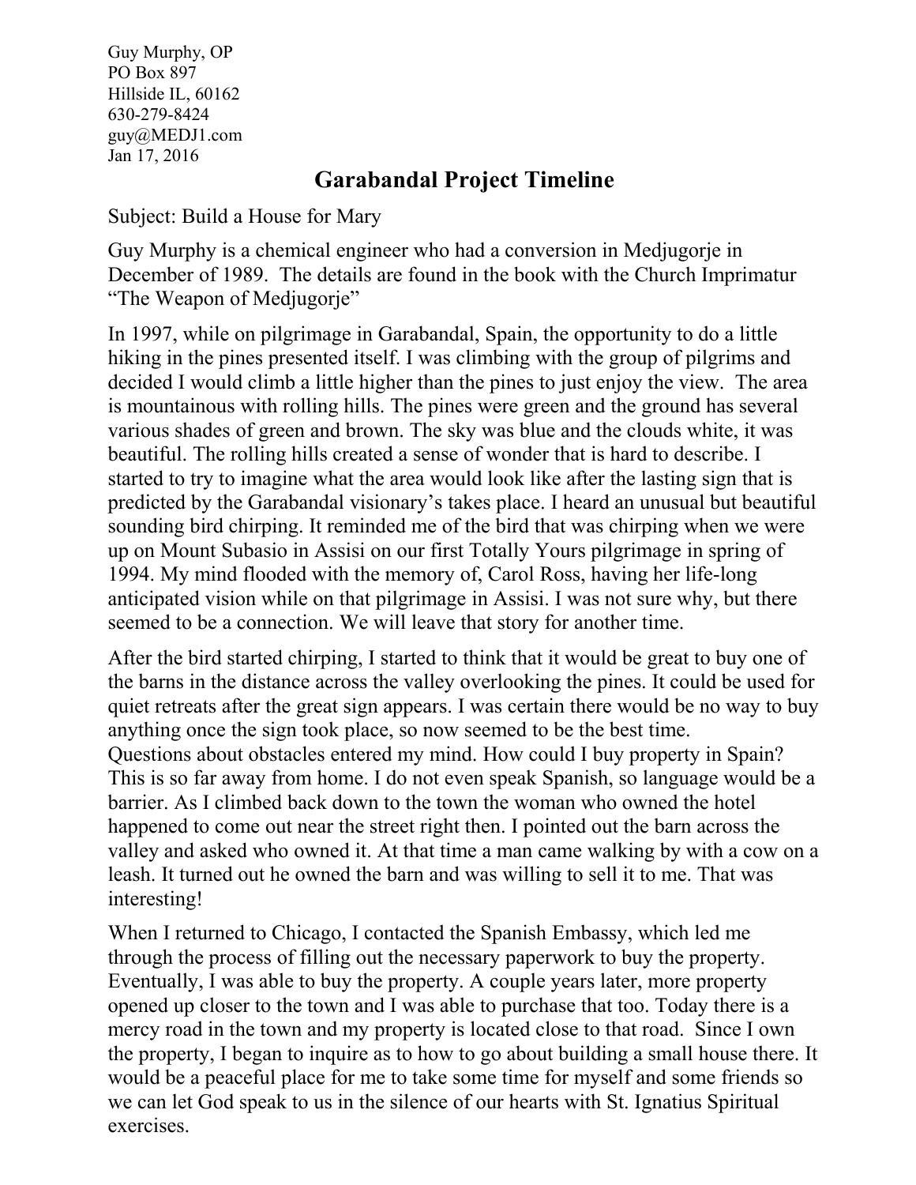Guy Murphy, OP
PO Box 897
Hillside IL, 60162
630-279-8424
guy@MEDJ1.com
Jan 17, 2016

# Garabandal Project Timeline

Subject: Build a House for Mary

Guy Murphy is a chemical engineer who had a conversion in Medjugorje in December of 1989. The details are found in the book with the Church Imprimatur "The Weapon of Medjugorje"

In 1997, while on pilgrimage in Garabandal, Spain, the opportunity to do a little hiking in the pines presented itself. I was climbing with the group of pilgrims and decided I would climb a little higher than the pines to just enjoy the view. The area is mountainous with rolling hills. The pines were green and the ground has several various shades of green and brown. The sky was blue and the clouds white, it was beautiful. The rolling hills created a sense of wonder that is hard to describe. I started to try to imagine what the area would look like after the lasting sign that is predicted by the Garabandal visionary's takes place. I heard an unusual but beautiful sounding bird chirping. It reminded me of the bird that was chirping when we were up on Mount Subasio in Assisi on our first Totally Yours pilgrimage in spring of 1994. My mind flooded with the memory of, Carol Ross, having her life-long anticipated vision while on that pilgrimage in Assisi. I was not sure why, but there seemed to be a connection. We will leave that story for another time.

After the bird started chirping, I started to think that it would be great to buy one of the barns in the distance across the valley overlooking the pines. It could be used for quiet retreats after the great sign appears. I was certain there would be no way to buy anything once the sign took place, so now seemed to be the best time. Questions about obstacles entered my mind. How could I buy property in Spain? This is so far away from home. I do not even speak Spanish, so language would be a barrier. As I climbed back down to the town the woman who owned the hotel happened to come out near the street right then. I pointed out the barn across the valley and asked who owned it. At that time a man came walking by with a cow on a leash. It turned out he owned the barn and was willing to sell it to me. That was interesting!

When I returned to Chicago, I contacted the Spanish Embassy, which led me through the process of filling out the necessary paperwork to buy the property. Eventually, I was able to buy the property. A couple years later, more property opened up closer to the town and I was able to purchase that too. Today there is a mercy road in the town and my property is located close to that road. Since I own the property, I began to inquire as to how to go about building a small house there. It would be a peaceful place for me to take some time for myself and some friends so we can let God speak to us in the silence of our hearts with St. Ignatius Spiritual exercises.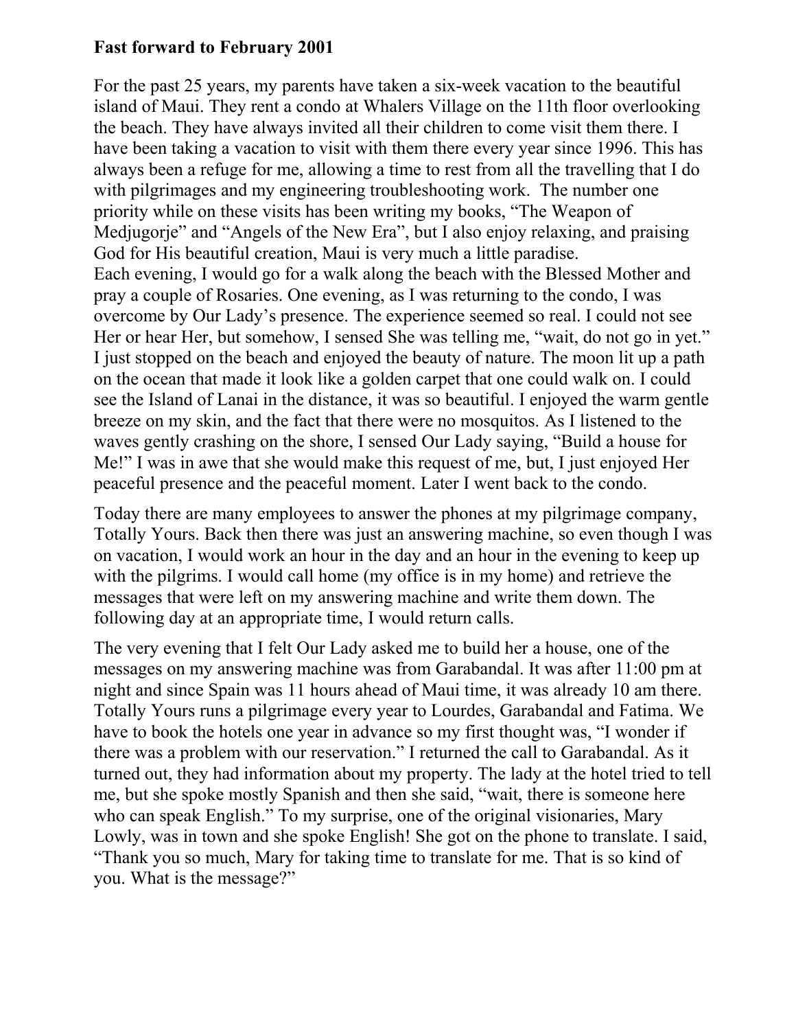**Fast forward to February 2001**

For the past 25 years, my parents have taken a six-week vacation to the beautiful island of Maui. They rent a condo at Whalers Village on the 11th floor overlooking the beach. They have always invited all their children to come visit them there. I have been taking a vacation to visit with them there every year since 1996. This has always been a refuge for me, allowing a time to rest from all the travelling that I do with pilgrimages and my engineering troubleshooting work. The number one priority while on these visits has been writing my books, "The Weapon of Medjugorje" and "Angels of the New Era", but I also enjoy relaxing, and praising God for His beautiful creation, Maui is very much a little paradise.
Each evening, I would go for a walk along the beach with the Blessed Mother and pray a couple of Rosaries. One evening, as I was returning to the condo, I was overcome by Our Lady's presence. The experience seemed so real. I could not see Her or hear Her, but somehow, I sensed She was telling me, "wait, do not go in yet." I just stopped on the beach and enjoyed the beauty of nature. The moon lit up a path on the ocean that made it look like a golden carpet that one could walk on. I could see the Island of Lanai in the distance, it was so beautiful. I enjoyed the warm gentle breeze on my skin, and the fact that there were no mosquitos. As I listened to the waves gently crashing on the shore, I sensed Our Lady saying, "Build a house for Me!" I was in awe that she would make this request of me, but, I just enjoyed Her peaceful presence and the peaceful moment. Later I went back to the condo.

Today there are many employees to answer the phones at my pilgrimage company, Totally Yours. Back then there was just an answering machine, so even though I was on vacation, I would work an hour in the day and an hour in the evening to keep up with the pilgrims. I would call home (my office is in my home) and retrieve the messages that were left on my answering machine and write them down. The following day at an appropriate time, I would return calls.

The very evening that I felt Our Lady asked me to build her a house, one of the messages on my answering machine was from Garabandal. It was after 11:00 pm at night and since Spain was 11 hours ahead of Maui time, it was already 10 am there. Totally Yours runs a pilgrimage every year to Lourdes, Garabandal and Fatima. We have to book the hotels one year in advance so my first thought was, "I wonder if there was a problem with our reservation." I returned the call to Garabandal. As it turned out, they had information about my property. The lady at the hotel tried to tell me, but she spoke mostly Spanish and then she said, "wait, there is someone here who can speak English." To my surprise, one of the original visionaries, Mary Lowly, was in town and she spoke English! She got on the phone to translate. I said, "Thank you so much, Mary for taking time to translate for me. That is so kind of you. What is the message?"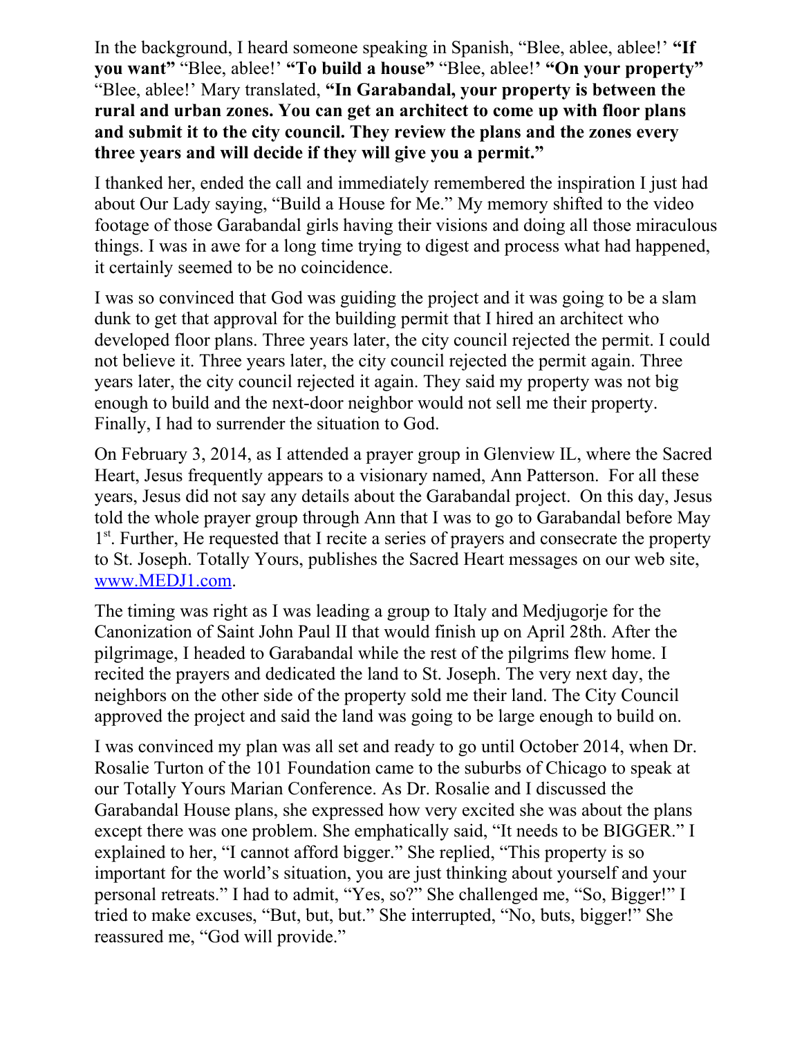In the background, I heard someone speaking in Spanish, "Blee, ablee, ablee!' **"If you want"** "Blee, ablee!' **"To build a house"** "Blee, ablee!**' "On your property"** "Blee, ablee!' Mary translated, **"In Garabandal, your property is between the rural and urban zones. You can get an architect to come up with floor plans and submit it to the city council. They review the plans and the zones every three years and will decide if they will give you a permit."**

I thanked her, ended the call and immediately remembered the inspiration I just had about Our Lady saying, "Build a House for Me." My memory shifted to the video footage of those Garabandal girls having their visions and doing all those miraculous things. I was in awe for a long time trying to digest and process what had happened, it certainly seemed to be no coincidence.

I was so convinced that God was guiding the project and it was going to be a slam dunk to get that approval for the building permit that I hired an architect who developed floor plans. Three years later, the city council rejected the permit. I could not believe it. Three years later, the city council rejected the permit again. Three years later, the city council rejected it again. They said my property was not big enough to build and the next-door neighbor would not sell me their property. Finally, I had to surrender the situation to God.

On February 3, 2014, as I attended a prayer group in Glenview IL, where the Sacred Heart, Jesus frequently appears to a visionary named, Ann Patterson. For all these years, Jesus did not say any details about the Garabandal project. On this day, Jesus told the whole prayer group through Ann that I was to go to Garabandal before May 1st. Further, He requested that I recite a series of prayers and consecrate the property to St. Joseph. Totally Yours, publishes the Sacred Heart messages on our web site, www.MEDJ1.com.

The timing was right as I was leading a group to Italy and Medjugorje for the Canonization of Saint John Paul II that would finish up on April 28th. After the pilgrimage, I headed to Garabandal while the rest of the pilgrims flew home. I recited the prayers and dedicated the land to St. Joseph. The very next day, the neighbors on the other side of the property sold me their land. The City Council approved the project and said the land was going to be large enough to build on.

I was convinced my plan was all set and ready to go until October 2014, when Dr. Rosalie Turton of the 101 Foundation came to the suburbs of Chicago to speak at our Totally Yours Marian Conference. As Dr. Rosalie and I discussed the Garabandal House plans, she expressed how very excited she was about the plans except there was one problem. She emphatically said, "It needs to be BIGGER." I explained to her, "I cannot afford bigger." She replied, "This property is so important for the world's situation, you are just thinking about yourself and your personal retreats." I had to admit, "Yes, so?" She challenged me, "So, Bigger!" I tried to make excuses, "But, but, but." She interrupted, "No, buts, bigger!" She reassured me, "God will provide."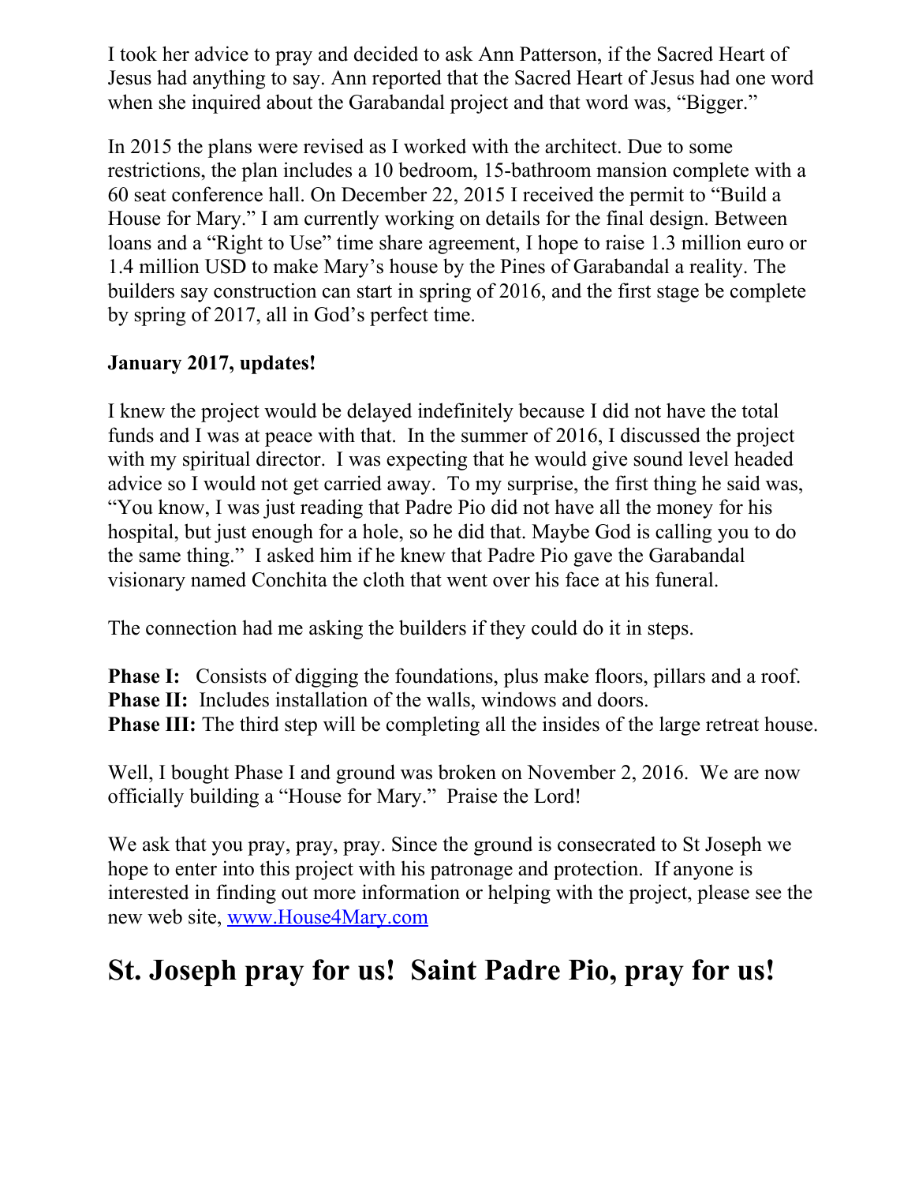I took her advice to pray and decided to ask Ann Patterson, if the Sacred Heart of Jesus had anything to say. Ann reported that the Sacred Heart of Jesus had one word when she inquired about the Garabandal project and that word was, "Bigger."

In 2015 the plans were revised as I worked with the architect. Due to some restrictions, the plan includes a 10 bedroom, 15-bathroom mansion complete with a 60 seat conference hall. On December 22, 2015 I received the permit to "Build a House for Mary." I am currently working on details for the final design. Between loans and a "Right to Use" time share agreement, I hope to raise 1.3 million euro or 1.4 million USD to make Mary's house by the Pines of Garabandal a reality. The builders say construction can start in spring of 2016, and the first stage be complete by spring of 2017, all in God's perfect time.

**January 2017, updates!**

I knew the project would be delayed indefinitely because I did not have the total funds and I was at peace with that. In the summer of 2016, I discussed the project with my spiritual director. I was expecting that he would give sound level headed advice so I would not get carried away. To my surprise, the first thing he said was, "You know, I was just reading that Padre Pio did not have all the money for his hospital, but just enough for a hole, so he did that. Maybe God is calling you to do the same thing." I asked him if he knew that Padre Pio gave the Garabandal visionary named Conchita the cloth that went over his face at his funeral.

The connection had me asking the builders if they could do it in steps.

**Phase I:** Consists of digging the foundations, plus make floors, pillars and a roof.
**Phase II:** Includes installation of the walls, windows and doors.
**Phase III:** The third step will be completing all the insides of the large retreat house.

Well, I bought Phase I and ground was broken on November 2, 2016. We are now officially building a "House for Mary." Praise the Lord!

We ask that you pray, pray, pray. Since the ground is consecrated to St Joseph we hope to enter into this project with his patronage and protection. If anyone is interested in finding out more information or helping with the project, please see the new web site, [www.House4Mary.com](http://www.House4Mary.com)

# St. Joseph pray for us! Saint Padre Pio, pray for us!